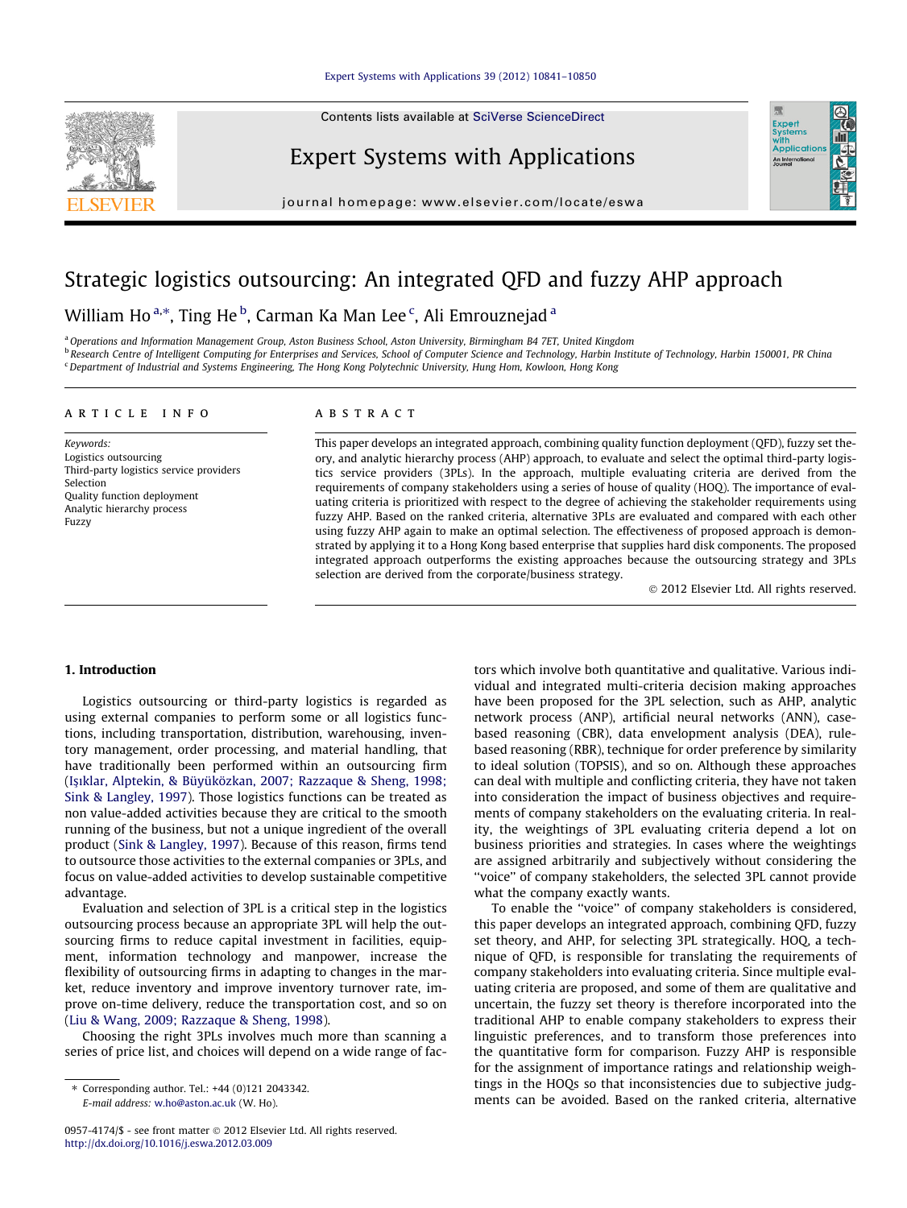# Strategic logistics outsourcing: An integrated QFD and fuzzy AHP approach

William Ho[a,*], Ting He[b], Carman Ka Man Lee[c], Ali Emrouznejad[a]

[a] Operations and Information Management Group, Aston Business School, Aston University, Birmingham B4 7ET, United Kingdom

[b] Research Centre of Intelligent Computing for Enterprises and Services, School of Computer Science and Technology, Harbin Institute of Technology, Harbin 150001, PR China

[c] Department of Industrial and Systems Engineering, The Hong Kong Polytechnic University, Hung Hom, Kowloon, Hong Kong

## ARTICLE INFO

*Keywords:*
Logistics outsourcing
Third-party logistics service providers
Selection
Quality function deployment
Analytic hierarchy process
Fuzzy

## ABSTRACT

This paper develops an integrated approach, combining quality function deployment (QFD), fuzzy set theory, and analytic hierarchy process (AHP) approach, to evaluate and select the optimal third-party logistics service providers (3PLs). In the approach, multiple evaluating criteria are derived from the requirements of company stakeholders using a series of house of quality (HOQ). The importance of evaluating criteria is prioritized with respect to the degree of achieving the stakeholder requirements using fuzzy AHP. Based on the ranked criteria, alternative 3PLs are evaluated and compared with each other using fuzzy AHP again to make an optimal selection. The effectiveness of proposed approach is demonstrated by applying it to a Hong Kong based enterprise that supplies hard disk components. The proposed integrated approach outperforms the existing approaches because the outsourcing strategy and 3PLs selection are derived from the corporate/business strategy.

© 2012 Elsevier Ltd. All rights reserved.

## 1. Introduction

Logistics outsourcing or third-party logistics is regarded as using external companies to perform some or all logistics functions, including transportation, distribution, warehousing, inventory management, order processing, and material handling, that have traditionally been performed within an outsourcing firm (Işıklar, Alptekin, & Büyüközkan, 2007; Razzaque & Sheng, 1998; Sink & Langley, 1997). Those logistics functions can be treated as non value-added activities because they are critical to the smooth running of the business, but not a unique ingredient of the overall product (Sink & Langley, 1997). Because of this reason, firms tend to outsource those activities to the external companies or 3PLs, and focus on value-added activities to develop sustainable competitive advantage.

Evaluation and selection of 3PL is a critical step in the logistics outsourcing process because an appropriate 3PL will help the outsourcing firms to reduce capital investment in facilities, equipment, information technology and manpower, increase the flexibility of outsourcing firms in adapting to changes in the market, reduce inventory and improve inventory turnover rate, improve on-time delivery, reduce the transportation cost, and so on (Liu & Wang, 2009; Razzaque & Sheng, 1998).

Choosing the right 3PLs involves much more than scanning a series of price list, and choices will depend on a wide range of factors which involve both quantitative and qualitative. Various individual and integrated multi-criteria decision making approaches have been proposed for the 3PL selection, such as AHP, analytic network process (ANP), artificial neural networks (ANN), case-based reasoning (CBR), data envelopment analysis (DEA), rule-based reasoning (RBR), technique for order preference by similarity to ideal solution (TOPSIS), and so on. Although these approaches can deal with multiple and conflicting criteria, they have not taken into consideration the impact of business objectives and requirements of company stakeholders on the evaluating criteria. In reality, the weightings of 3PL evaluating criteria depend a lot on business priorities and strategies. In cases where the weightings are assigned arbitrarily and subjectively without considering the "voice" of company stakeholders, the selected 3PL cannot provide what the company exactly wants.

To enable the "voice" of company stakeholders is considered, this paper develops an integrated approach, combining QFD, fuzzy set theory, and AHP, for selecting 3PL strategically. HOQ, a technique of QFD, is responsible for translating the requirements of company stakeholders into evaluating criteria. Since multiple evaluating criteria are proposed, and some of them are qualitative and uncertain, the fuzzy set theory is therefore incorporated into the traditional AHP to enable company stakeholders to express their linguistic preferences, and to transform those preferences into the quantitative form for comparison. Fuzzy AHP is responsible for the assignment of importance ratings and relationship weightings in the HOQs so that inconsistencies due to subjective judgments can be avoided. Based on the ranked criteria, alternative

* Corresponding author. Tel.: +44 (0)121 2043342.
*E-mail address:* w.ho@aston.ac.uk (W. Ho).

0957-4174/$ - see front matter © 2012 Elsevier Ltd. All rights reserved.
http://dx.doi.org/10.1016/j.eswa.2012.03.009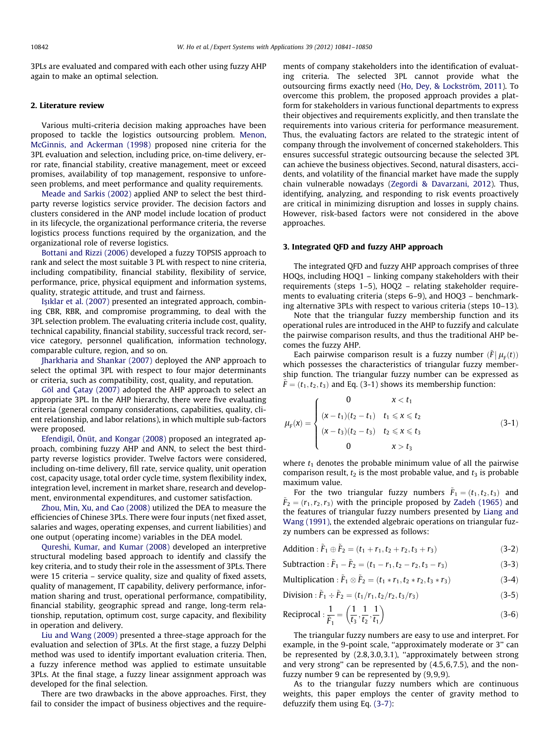3PLs are evaluated and compared with each other using fuzzy AHP again to make an optimal selection.

## 2. Literature review

Various multi-criteria decision making approaches have been proposed to tackle the logistics outsourcing problem. Menon, McGinnis, and Ackerman (1998) proposed nine criteria for the 3PL evaluation and selection, including price, on-time delivery, error rate, financial stability, creative management, meet or exceed promises, availability of top management, responsive to unforeseen problems, and meet performance and quality requirements.

Meade and Sarkis (2002) applied ANP to select the best third-party reverse logistics service provider. The decision factors and clusters considered in the ANP model include location of product in its lifecycle, the organizational performance criteria, the reverse logistics process functions required by the organization, and the organizational role of reverse logistics.

Bottani and Rizzi (2006) developed a fuzzy TOPSIS approach to rank and select the most suitable 3 PL with respect to nine criteria, including compatibility, financial stability, flexibility of service, performance, price, physical equipment and information systems, quality, strategic attitude, and trust and fairness.

Işıklar et al. (2007) presented an integrated approach, combining CBR, RBR, and compromise programming, to deal with the 3PL selection problem. The evaluating criteria include cost, quality, technical capability, financial stability, successful track record, service category, personnel qualification, information technology, comparable culture, region, and so on.

Jharkharia and Shankar (2007) deployed the ANP approach to select the optimal 3PL with respect to four major determinants or criteria, such as compatibility, cost, quality, and reputation.

Göl and Çatay (2007) adopted the AHP approach to select an appropriate 3PL. In the AHP hierarchy, there were five evaluating criteria (general company considerations, capabilities, quality, client relationship, and labor relations), in which multiple sub-factors were proposed.

Efendigil, Önüt, and Kongar (2008) proposed an integrated approach, combining fuzzy AHP and ANN, to select the best third-party reverse logistics provider. Twelve factors were considered, including on-time delivery, fill rate, service quality, unit operation cost, capacity usage, total order cycle time, system flexibility index, integration level, increment in market share, research and development, environmental expenditures, and customer satisfaction.

Zhou, Min, Xu, and Cao (2008) utilized the DEA to measure the efficiencies of Chinese 3PLs. There were four inputs (net fixed asset, salaries and wages, operating expenses, and current liabilities) and one output (operating income) variables in the DEA model.

Qureshi, Kumar, and Kumar (2008) developed an interpretive structural modeling based approach to identify and classify the key criteria, and to study their role in the assessment of 3PLs. There were 15 criteria – service quality, size and quality of fixed assets, quality of management, IT capability, delivery performance, information sharing and trust, operational performance, compatibility, financial stability, geographic spread and range, long-term relationship, reputation, optimum cost, surge capacity, and flexibility in operation and delivery.

Liu and Wang (2009) presented a three-stage approach for the evaluation and selection of 3PLs. At the first stage, a fuzzy Delphi method was used to identify important evaluation criteria. Then, a fuzzy inference method was applied to estimate unsuitable 3PLs. At the final stage, a fuzzy linear assignment approach was developed for the final selection.

There are two drawbacks in the above approaches. First, they fail to consider the impact of business objectives and the requirements of company stakeholders into the identification of evaluating criteria. The selected 3PL cannot provide what the outsourcing firms exactly need (Ho, Dey, & Lockström, 2011). To overcome this problem, the proposed approach provides a platform for stakeholders in various functional departments to express their objectives and requirements explicitly, and then translate the requirements into various criteria for performance measurement. Thus, the evaluating factors are related to the strategic intent of company through the involvement of concerned stakeholders. This ensures successful strategic outsourcing because the selected 3PL can achieve the business objectives. Second, natural disasters, accidents, and volatility of the financial market have made the supply chain vulnerable nowadays (Zegordi & Davarzani, 2012). Thus, identifying, analyzing, and responding to risk events proactively are critical in minimizing disruption and losses in supply chains. However, risk-based factors were not considered in the above approaches.

## 3. Integrated QFD and fuzzy AHP approach

The integrated QFD and fuzzy AHP approach comprises of three HOQs, including HOQ1 – linking company stakeholders with their requirements (steps 1–5), HOQ2 – relating stakeholder requirements to evaluating criteria (steps 6–9), and HOQ3 – benchmarking alternative 3PLs with respect to various criteria (steps 10–13).

Note that the triangular fuzzy membership function and its operational rules are introduced in the AHP to fuzzify and calculate the pairwise comparison results, and thus the traditional AHP becomes the fuzzy AHP.

Each pairwise comparison result is a fuzzy number $(\tilde{F}|\,\mu_F(t))$ which possesses the characteristics of triangular fuzzy membership function. The triangular fuzzy number can be expressed as $\tilde{F} = (t_1, t_2, t_3)$ and Eq. (3-1) shows its membership function:

$$\mu_F(x) = \begin{cases} 0 & x < t_1 \\ (x - t_1)(t_2 - t_1) & t_1 \leqslant x \leqslant t_2 \\ (x - t_3)(t_2 - t_3) & t_2 \leqslant x \leqslant t_3 \\ 0 & x > t_3 \end{cases} \tag{3-1}$$

where $t_1$ denotes the probable minimum value of all the pairwise comparison result, $t_2$ is the most probable value, and $t_3$ is probable maximum value.

For the two triangular fuzzy numbers $\tilde{F}_1 = (t_1, t_2, t_3)$ and $\tilde{F}_2 = (r_1, r_2, r_3)$ with the principle proposed by Zadeh (1965) and the features of triangular fuzzy numbers presented by Liang and Wang (1991), the extended algebraic operations on triangular fuzzy numbers can be expressed as follows:

$$\text{Addition}: \tilde{F}_1 \oplus \tilde{F}_2 = (t_1 + r_1, t_2 + r_2, t_3 + r_3) \tag{3-2}$$

$$\text{Subtraction}: \tilde{F}_1 - \tilde{F}_2 = (t_1 - r_1, t_2 - r_2, t_3 - r_3) \tag{3-3}$$

$$\text{Multiplication}: \tilde{F}_1 \otimes \tilde{F}_2 = (t_1 * r_1, t_2 * r_2, t_3 * r_3) \tag{3-4}$$

$$\text{Division}: \tilde{F}_1 \div \tilde{F}_2 = (t_1/r_1, t_2/r_2, t_3/r_3) \tag{3-5}$$

$$\text{Reciprocal}: \frac{1}{\tilde{F}_1} = \left(\frac{1}{t_3}, \frac{1}{t_2}, \frac{1}{t_1}\right) \tag{3-6}$$

The triangular fuzzy numbers are easy to use and interpret. For example, in the 9-point scale, "approximately moderate or 3" can be represented by (2.8, 3.0, 3.1), "approximately between strong and very strong" can be represented by (4.5, 6, 7.5), and the non-fuzzy number 9 can be represented by (9, 9, 9).

As to the triangular fuzzy numbers which are continuous weights, this paper employs the center of gravity method to defuzzify them using Eq. (3-7):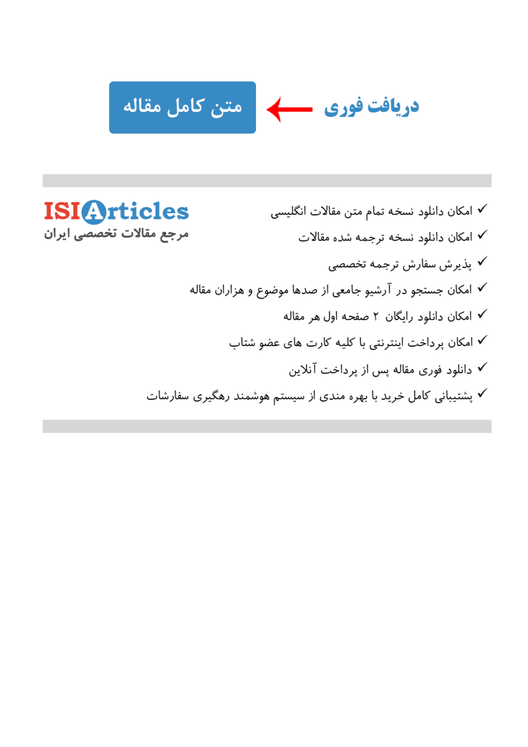دریافت فوری ← متن کامل مقاله

**ISIArticles**
مرجع مقالات تخصصی ایران

- ✓ امکان دانلود نسخه تمام متن مقالات انگلیسی
- ✓ امکان دانلود نسخه ترجمه شده مقالات
- ✓ پذیرش سفارش ترجمه تخصصی
- ✓ امکان جستجو در آرشیو جامعی از صدها موضوع و هزاران مقاله
- ✓ امکان دانلود رایگان ۲ صفحه اول هر مقاله
- ✓ امکان پرداخت اینترنتی با کلیه کارت های عضو شتاب
- ✓ دانلود فوری مقاله پس از پرداخت آنلاین
- ✓ پشتیبانی کامل خرید با بهره مندی از سیستم هوشمند رهگیری سفارشات